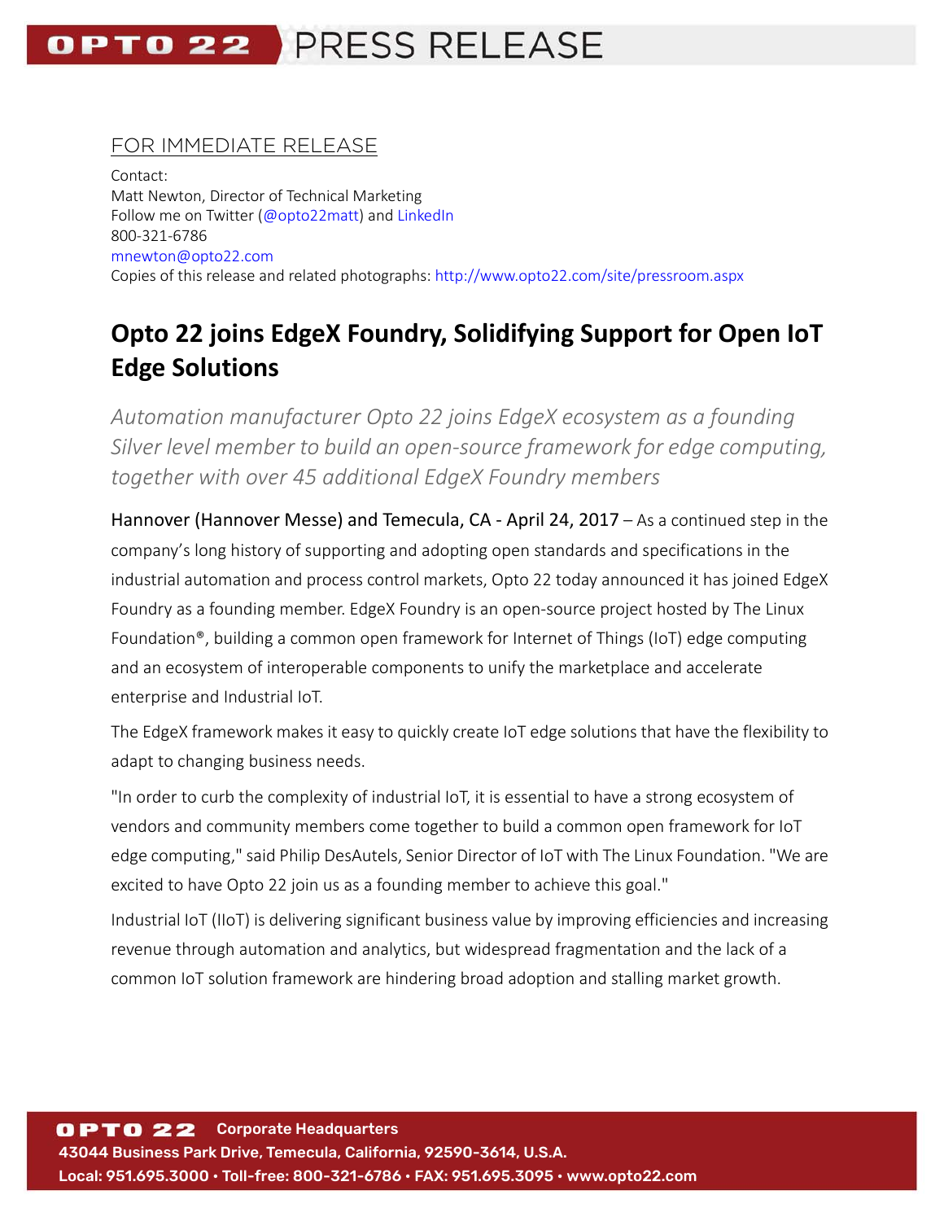FOR IMMEDIATE RELEASE

Contact:
Matt Newton, Director of Technical Marketing
Follow me on Twitter (@opto22matt) and LinkedIn
800-321-6786
mnewton@opto22.com
Copies of this release and related photographs: http://www.opto22.com/site/pressroom.aspx

# Opto 22 joins EdgeX Foundry, Solidifying Support for Open IoT Edge Solutions

*Automation manufacturer Opto 22 joins EdgeX ecosystem as a founding Silver level member to build an open-source framework for edge computing, together with over 45 additional EdgeX Foundry members*

Hannover (Hannover Messe) and Temecula, CA - April 24, 2017 – As a continued step in the company's long history of supporting and adopting open standards and specifications in the industrial automation and process control markets, Opto 22 today announced it has joined EdgeX Foundry as a founding member. EdgeX Foundry is an open-source project hosted by The Linux Foundation®, building a common open framework for Internet of Things (IoT) edge computing and an ecosystem of interoperable components to unify the marketplace and accelerate enterprise and Industrial IoT.

The EdgeX framework makes it easy to quickly create IoT edge solutions that have the flexibility to adapt to changing business needs.

"In order to curb the complexity of industrial IoT, it is essential to have a strong ecosystem of vendors and community members come together to build a common open framework for IoT edge computing," said Philip DesAutels, Senior Director of IoT with The Linux Foundation. "We are excited to have Opto 22 join us as a founding member to achieve this goal."

Industrial IoT (IIoT) is delivering significant business value by improving efficiencies and increasing revenue through automation and analytics, but widespread fragmentation and the lack of a common IoT solution framework are hindering broad adoption and stalling market growth.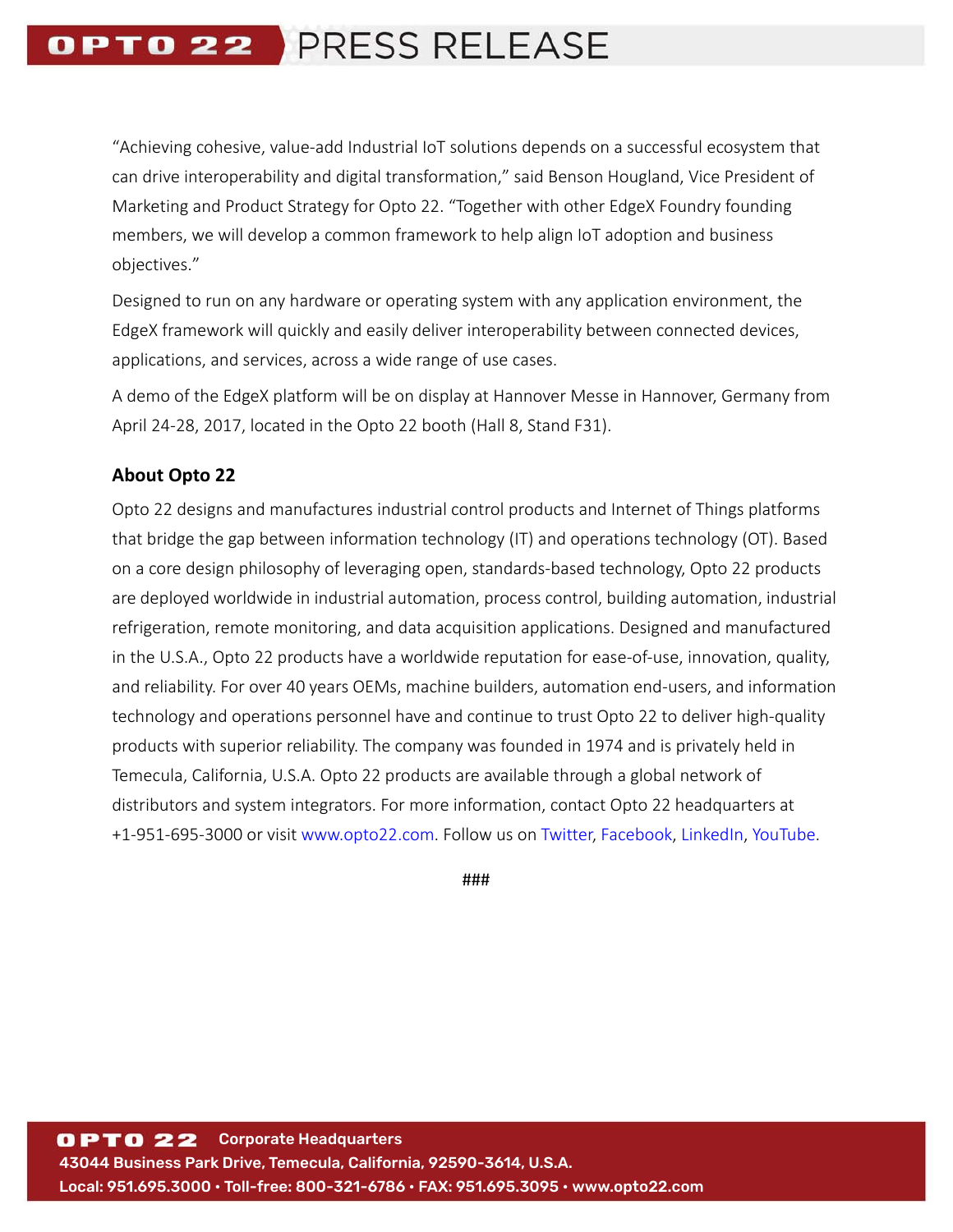"Achieving cohesive, value-add Industrial IoT solutions depends on a successful ecosystem that can drive interoperability and digital transformation," said Benson Hougland, Vice President of Marketing and Product Strategy for Opto 22. "Together with other EdgeX Foundry founding members, we will develop a common framework to help align IoT adoption and business objectives."

Designed to run on any hardware or operating system with any application environment, the EdgeX framework will quickly and easily deliver interoperability between connected devices, applications, and services, across a wide range of use cases.

A demo of the EdgeX platform will be on display at Hannover Messe in Hannover, Germany from April 24-28, 2017, located in the Opto 22 booth (Hall 8, Stand F31).

## About Opto 22

Opto 22 designs and manufactures industrial control products and Internet of Things platforms that bridge the gap between information technology (IT) and operations technology (OT). Based on a core design philosophy of leveraging open, standards-based technology, Opto 22 products are deployed worldwide in industrial automation, process control, building automation, industrial refrigeration, remote monitoring, and data acquisition applications. Designed and manufactured in the U.S.A., Opto 22 products have a worldwide reputation for ease-of-use, innovation, quality, and reliability. For over 40 years OEMs, machine builders, automation end-users, and information technology and operations personnel have and continue to trust Opto 22 to deliver high-quality products with superior reliability. The company was founded in 1974 and is privately held in Temecula, California, U.S.A. Opto 22 products are available through a global network of distributors and system integrators. For more information, contact Opto 22 headquarters at +1-951-695-3000 or visit www.opto22.com. Follow us on Twitter, Facebook, LinkedIn, YouTube.

###

**OPTO 22 Corporate Headquarters**
**43044 Business Park Drive, Temecula, California, 92590-3614, U.S.A.**
**Local: 951.695.3000 • Toll-free: 800-321-6786 • FAX: 951.695.3095 • www.opto22.com**